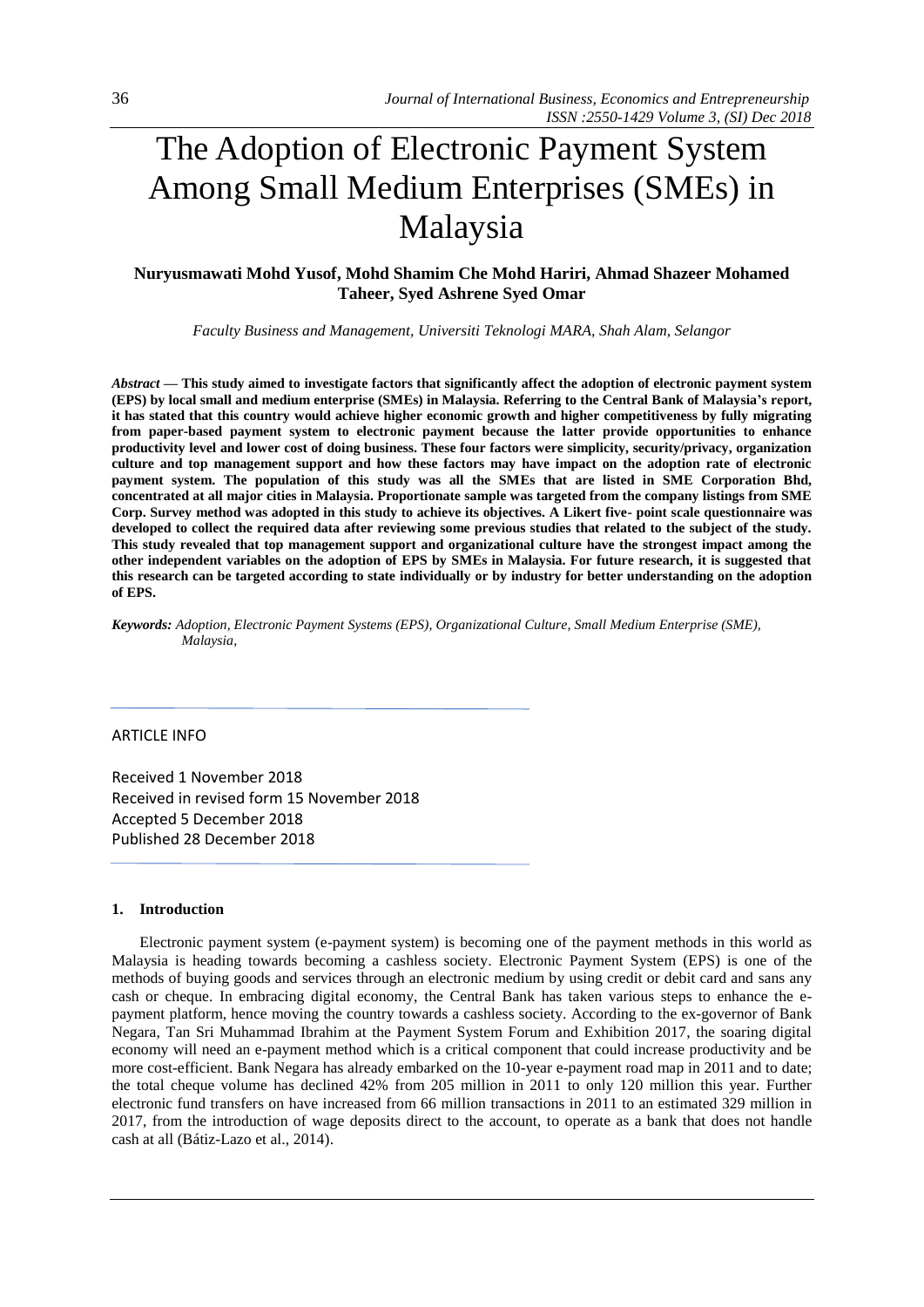# The Adoption of Electronic Payment System Among Small Medium Enterprises (SMEs) in Malaysia

**Nuryusmawati Mohd Yusof, Mohd Shamim Che Mohd Hariri, Ahmad Shazeer Mohamed Taheer, Syed Ashrene Syed Omar**

*Faculty Business and Management, Universiti Teknologi MARA, Shah Alam, Selangor*

***Abstract* — This study aimed to investigate factors that significantly affect the adoption of electronic payment system (EPS) by local small and medium enterprise (SMEs) in Malaysia. Referring to the Central Bank of Malaysia's report, it has stated that this country would achieve higher economic growth and higher competitiveness by fully migrating from paper-based payment system to electronic payment because the latter provide opportunities to enhance productivity level and lower cost of doing business. These four factors were simplicity, security/privacy, organization culture and top management support and how these factors may have impact on the adoption rate of electronic payment system. The population of this study was all the SMEs that are listed in SME Corporation Bhd, concentrated at all major cities in Malaysia. Proportionate sample was targeted from the company listings from SME Corp. Survey method was adopted in this study to achieve its objectives. A Likert five- point scale questionnaire was developed to collect the required data after reviewing some previous studies that related to the subject of the study. This study revealed that top management support and organizational culture have the strongest impact among the other independent variables on the adoption of EPS by SMEs in Malaysia. For future research, it is suggested that this research can be targeted according to state individually or by industry for better understanding on the adoption of EPS.**

***Keywords:*** *Adoption, Electronic Payment Systems (EPS), Organizational Culture, Small Medium Enterprise (SME), Malaysia,*

ARTICLE INFO

Received 1 November 2018
Received in revised form 15 November 2018
Accepted 5 December 2018
Published 28 December 2018

## 1. Introduction

Electronic payment system (e-payment system) is becoming one of the payment methods in this world as Malaysia is heading towards becoming a cashless society. Electronic Payment System (EPS) is one of the methods of buying goods and services through an electronic medium by using credit or debit card and sans any cash or cheque. In embracing digital economy, the Central Bank has taken various steps to enhance the e-payment platform, hence moving the country towards a cashless society. According to the ex-governor of Bank Negara, Tan Sri Muhammad Ibrahim at the Payment System Forum and Exhibition 2017, the soaring digital economy will need an e-payment method which is a critical component that could increase productivity and be more cost-efficient. Bank Negara has already embarked on the 10-year e-payment road map in 2011 and to date; the total cheque volume has declined 42% from 205 million in 2011 to only 120 million this year. Further electronic fund transfers on have increased from 66 million transactions in 2011 to an estimated 329 million in 2017, from the introduction of wage deposits direct to the account, to operate as a bank that does not handle cash at all (Bátiz-Lazo et al., 2014).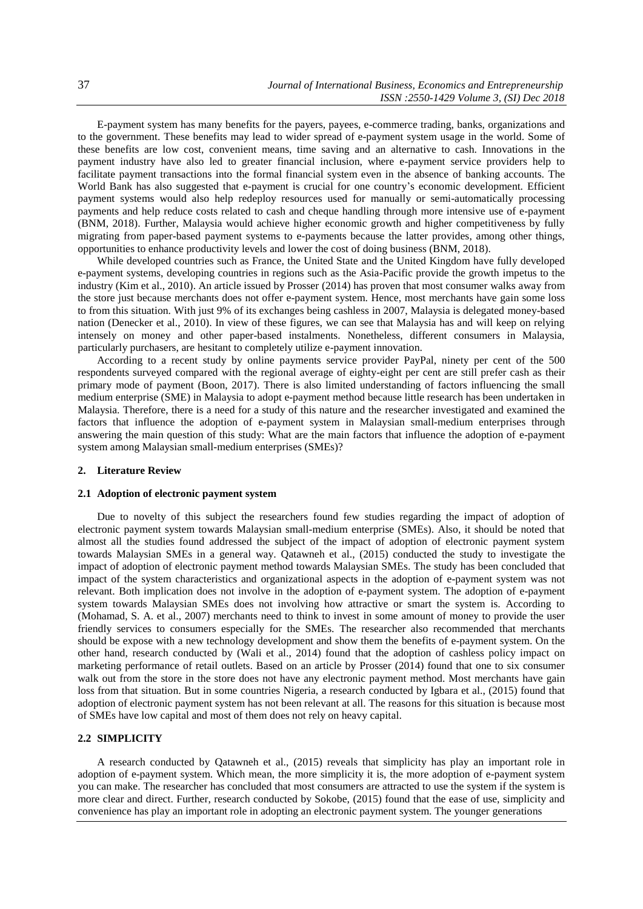E-payment system has many benefits for the payers, payees, e-commerce trading, banks, organizations and to the government. These benefits may lead to wider spread of e-payment system usage in the world. Some of these benefits are low cost, convenient means, time saving and an alternative to cash. Innovations in the payment industry have also led to greater financial inclusion, where e-payment service providers help to facilitate payment transactions into the formal financial system even in the absence of banking accounts. The World Bank has also suggested that e-payment is crucial for one country's economic development. Efficient payment systems would also help redeploy resources used for manually or semi-automatically processing payments and help reduce costs related to cash and cheque handling through more intensive use of e-payment (BNM, 2018). Further, Malaysia would achieve higher economic growth and higher competitiveness by fully migrating from paper-based payment systems to e-payments because the latter provides, among other things, opportunities to enhance productivity levels and lower the cost of doing business (BNM, 2018).

While developed countries such as France, the United State and the United Kingdom have fully developed e-payment systems, developing countries in regions such as the Asia-Pacific provide the growth impetus to the industry (Kim et al., 2010). An article issued by Prosser (2014) has proven that most consumer walks away from the store just because merchants does not offer e-payment system. Hence, most merchants have gain some loss to from this situation. With just 9% of its exchanges being cashless in 2007, Malaysia is delegated money-based nation (Denecker et al., 2010). In view of these figures, we can see that Malaysia has and will keep on relying intensely on money and other paper-based instalments. Nonetheless, different consumers in Malaysia, particularly purchasers, are hesitant to completely utilize e-payment innovation.

According to a recent study by online payments service provider PayPal, ninety per cent of the 500 respondents surveyed compared with the regional average of eighty-eight per cent are still prefer cash as their primary mode of payment (Boon, 2017). There is also limited understanding of factors influencing the small medium enterprise (SME) in Malaysia to adopt e-payment method because little research has been undertaken in Malaysia. Therefore, there is a need for a study of this nature and the researcher investigated and examined the factors that influence the adoption of e-payment system in Malaysian small-medium enterprises through answering the main question of this study: What are the main factors that influence the adoption of e-payment system among Malaysian small-medium enterprises (SMEs)?

## 2. Literature Review

### 2.1 Adoption of electronic payment system

Due to novelty of this subject the researchers found few studies regarding the impact of adoption of electronic payment system towards Malaysian small-medium enterprise (SMEs). Also, it should be noted that almost all the studies found addressed the subject of the impact of adoption of electronic payment system towards Malaysian SMEs in a general way. Qatawneh et al., (2015) conducted the study to investigate the impact of adoption of electronic payment method towards Malaysian SMEs. The study has been concluded that impact of the system characteristics and organizational aspects in the adoption of e-payment system was not relevant. Both implication does not involve in the adoption of e-payment system. The adoption of e-payment system towards Malaysian SMEs does not involving how attractive or smart the system is. According to (Mohamad, S. A. et al., 2007) merchants need to think to invest in some amount of money to provide the user friendly services to consumers especially for the SMEs. The researcher also recommended that merchants should be expose with a new technology development and show them the benefits of e-payment system. On the other hand, research conducted by (Wali et al., 2014) found that the adoption of cashless policy impact on marketing performance of retail outlets. Based on an article by Prosser (2014) found that one to six consumer walk out from the store in the store does not have any electronic payment method. Most merchants have gain loss from that situation. But in some countries Nigeria, a research conducted by Igbara et al., (2015) found that adoption of electronic payment system has not been relevant at all. The reasons for this situation is because most of SMEs have low capital and most of them does not rely on heavy capital.

### 2.2 SIMPLICITY

A research conducted by Qatawneh et al., (2015) reveals that simplicity has play an important role in adoption of e-payment system. Which mean, the more simplicity it is, the more adoption of e-payment system you can make. The researcher has concluded that most consumers are attracted to use the system if the system is more clear and direct. Further, research conducted by Sokobe, (2015) found that the ease of use, simplicity and convenience has play an important role in adopting an electronic payment system. The younger generations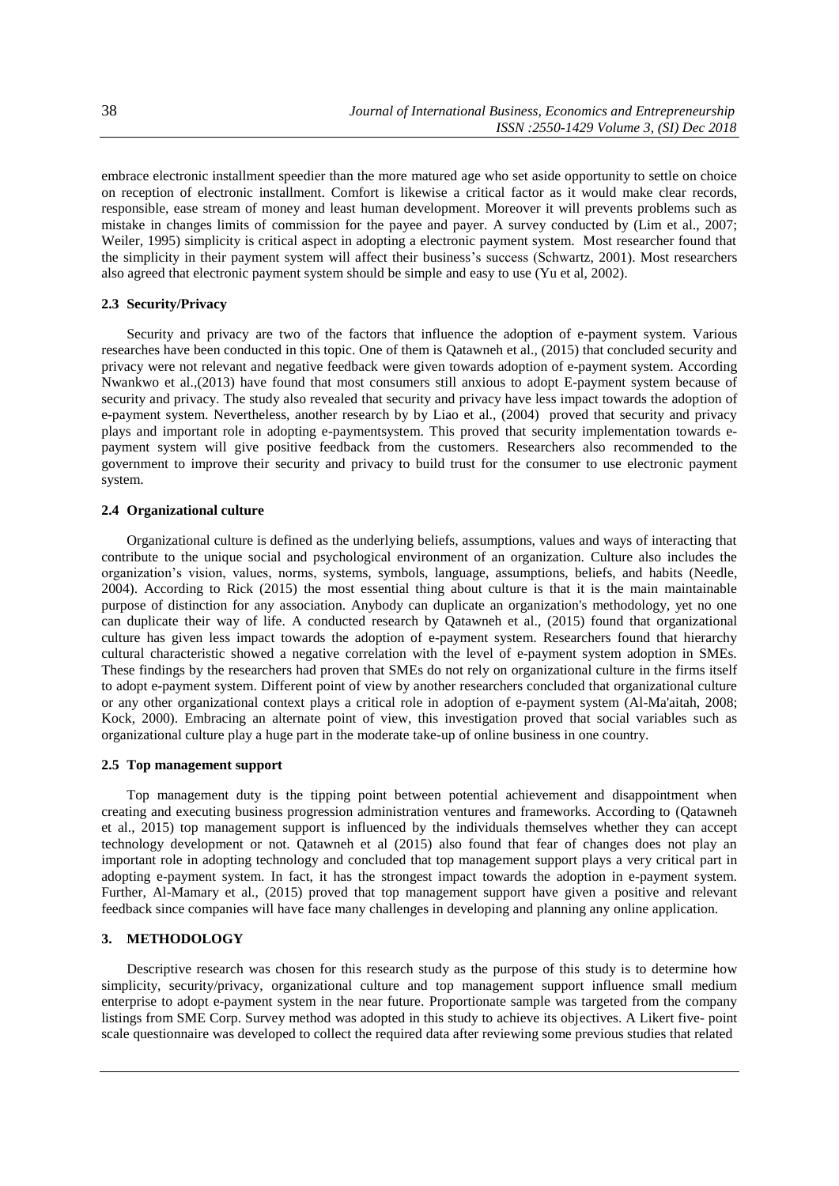embrace electronic installment speedier than the more matured age who set aside opportunity to settle on choice on reception of electronic installment. Comfort is likewise a critical factor as it would make clear records, responsible, ease stream of money and least human development. Moreover it will prevents problems such as mistake in changes limits of commission for the payee and payer. A survey conducted by (Lim et al., 2007; Weiler, 1995) simplicity is critical aspect in adopting a electronic payment system. Most researcher found that the simplicity in their payment system will affect their business's success (Schwartz, 2001). Most researchers also agreed that electronic payment system should be simple and easy to use (Yu et al, 2002).

### 2.3 Security/Privacy

Security and privacy are two of the factors that influence the adoption of e-payment system. Various researches have been conducted in this topic. One of them is Qatawneh et al., (2015) that concluded security and privacy were not relevant and negative feedback were given towards adoption of e-payment system. According Nwankwo et al.,(2013) have found that most consumers still anxious to adopt E-payment system because of security and privacy. The study also revealed that security and privacy have less impact towards the adoption of e-payment system. Nevertheless, another research by by Liao et al., (2004) proved that security and privacy plays and important role in adopting e-paymentsystem. This proved that security implementation towards e-payment system will give positive feedback from the customers. Researchers also recommended to the government to improve their security and privacy to build trust for the consumer to use electronic payment system.

### 2.4 Organizational culture

Organizational culture is defined as the underlying beliefs, assumptions, values and ways of interacting that contribute to the unique social and psychological environment of an organization. Culture also includes the organization's vision, values, norms, systems, symbols, language, assumptions, beliefs, and habits (Needle, 2004). According to Rick (2015) the most essential thing about culture is that it is the main maintainable purpose of distinction for any association. Anybody can duplicate an organization's methodology, yet no one can duplicate their way of life. A conducted research by Qatawneh et al., (2015) found that organizational culture has given less impact towards the adoption of e-payment system. Researchers found that hierarchy cultural characteristic showed a negative correlation with the level of e-payment system adoption in SMEs. These findings by the researchers had proven that SMEs do not rely on organizational culture in the firms itself to adopt e-payment system. Different point of view by another researchers concluded that organizational culture or any other organizational context plays a critical role in adoption of e-payment system (Al-Ma'aitah, 2008; Kock, 2000). Embracing an alternate point of view, this investigation proved that social variables such as organizational culture play a huge part in the moderate take-up of online business in one country.

### 2.5 Top management support

Top management duty is the tipping point between potential achievement and disappointment when creating and executing business progression administration ventures and frameworks. According to (Qatawneh et al., 2015) top management support is influenced by the individuals themselves whether they can accept technology development or not. Qatawneh et al (2015) also found that fear of changes does not play an important role in adopting technology and concluded that top management support plays a very critical part in adopting e-payment system. In fact, it has the strongest impact towards the adoption in e-payment system. Further, Al-Mamary et al., (2015) proved that top management support have given a positive and relevant feedback since companies will have face many challenges in developing and planning any online application.

## 3. METHODOLOGY

Descriptive research was chosen for this research study as the purpose of this study is to determine how simplicity, security/privacy, organizational culture and top management support influence small medium enterprise to adopt e-payment system in the near future. Proportionate sample was targeted from the company listings from SME Corp. Survey method was adopted in this study to achieve its objectives. A Likert five- point scale questionnaire was developed to collect the required data after reviewing some previous studies that related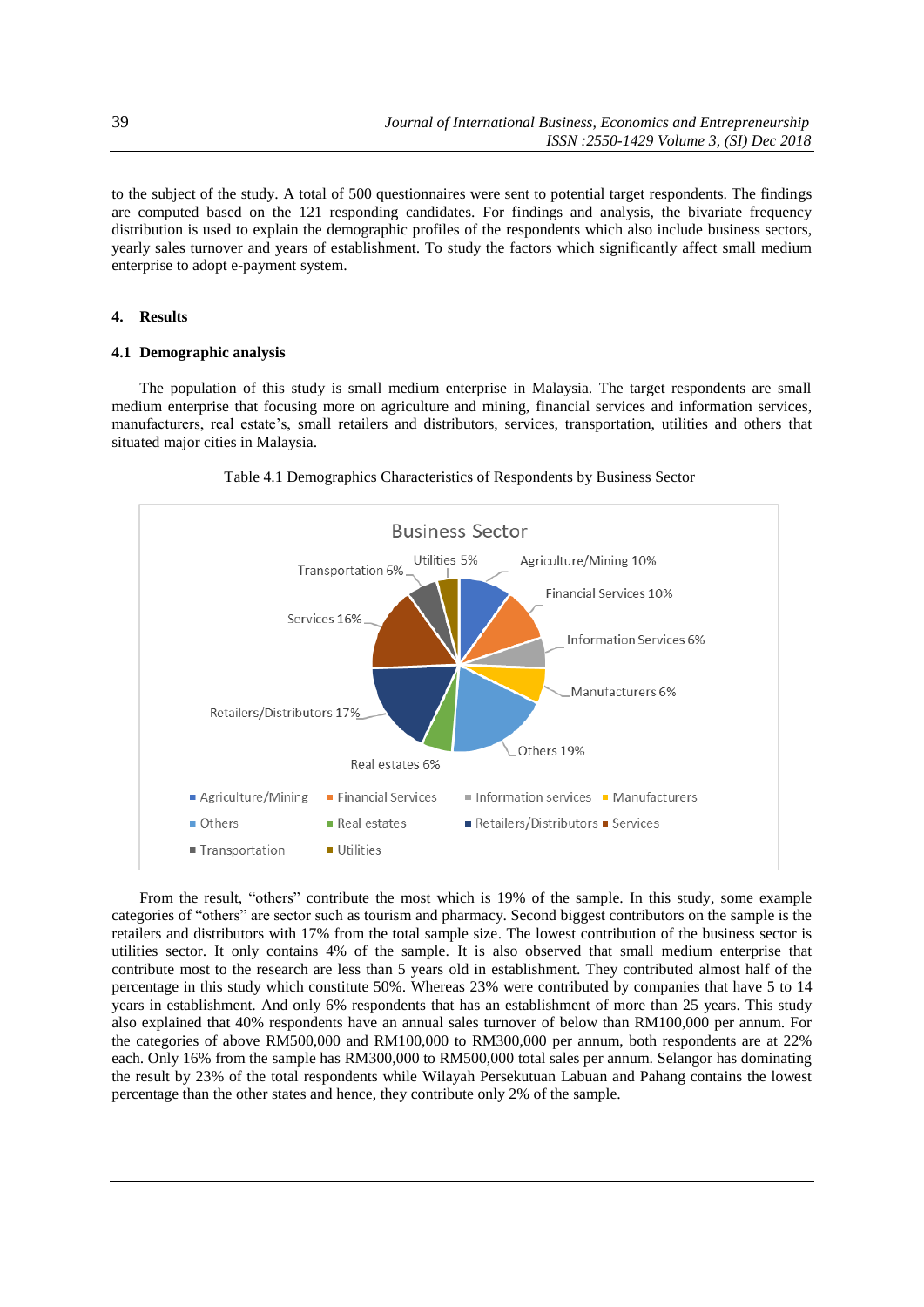to the subject of the study. A total of 500 questionnaires were sent to potential target respondents. The findings are computed based on the 121 responding candidates. For findings and analysis, the bivariate frequency distribution is used to explain the demographic profiles of the respondents which also include business sectors, yearly sales turnover and years of establishment. To study the factors which significantly affect small medium enterprise to adopt e-payment system.

## 4. Results

### 4.1 Demographic analysis

The population of this study is small medium enterprise in Malaysia. The target respondents are small medium enterprise that focusing more on agriculture and mining, financial services and information services, manufacturers, real estate's, small retailers and distributors, services, transportation, utilities and others that situated major cities in Malaysia.

Table 4.1 Demographics Characteristics of Respondents by Business Sector

Business Sector

| Business Sector | Percentage |
|---|---|
| Agriculture/Mining | 10% |
| Financial Services | 10% |
| Information Services | 6% |
| Manufacturers | 6% |
| Others | 19% |
| Real estates | 6% |
| Retailers/Distributors | 17% |
| Services | 16% |
| Transportation | 6% |
| Utilities | 5% |

From the result, "others" contribute the most which is 19% of the sample. In this study, some example categories of "others" are sector such as tourism and pharmacy. Second biggest contributors on the sample is the retailers and distributors with 17% from the total sample size. The lowest contribution of the business sector is utilities sector. It only contains 4% of the sample. It is also observed that small medium enterprise that contribute most to the research are less than 5 years old in establishment. They contributed almost half of the percentage in this study which constitute 50%. Whereas 23% were contributed by companies that have 5 to 14 years in establishment. And only 6% respondents that has an establishment of more than 25 years. This study also explained that 40% respondents have an annual sales turnover of below than RM100,000 per annum. For the categories of above RM500,000 and RM100,000 to RM300,000 per annum, both respondents are at 22% each. Only 16% from the sample has RM300,000 to RM500,000 total sales per annum. Selangor has dominating the result by 23% of the total respondents while Wilayah Persekutuan Labuan and Pahang contains the lowest percentage than the other states and hence, they contribute only 2% of the sample.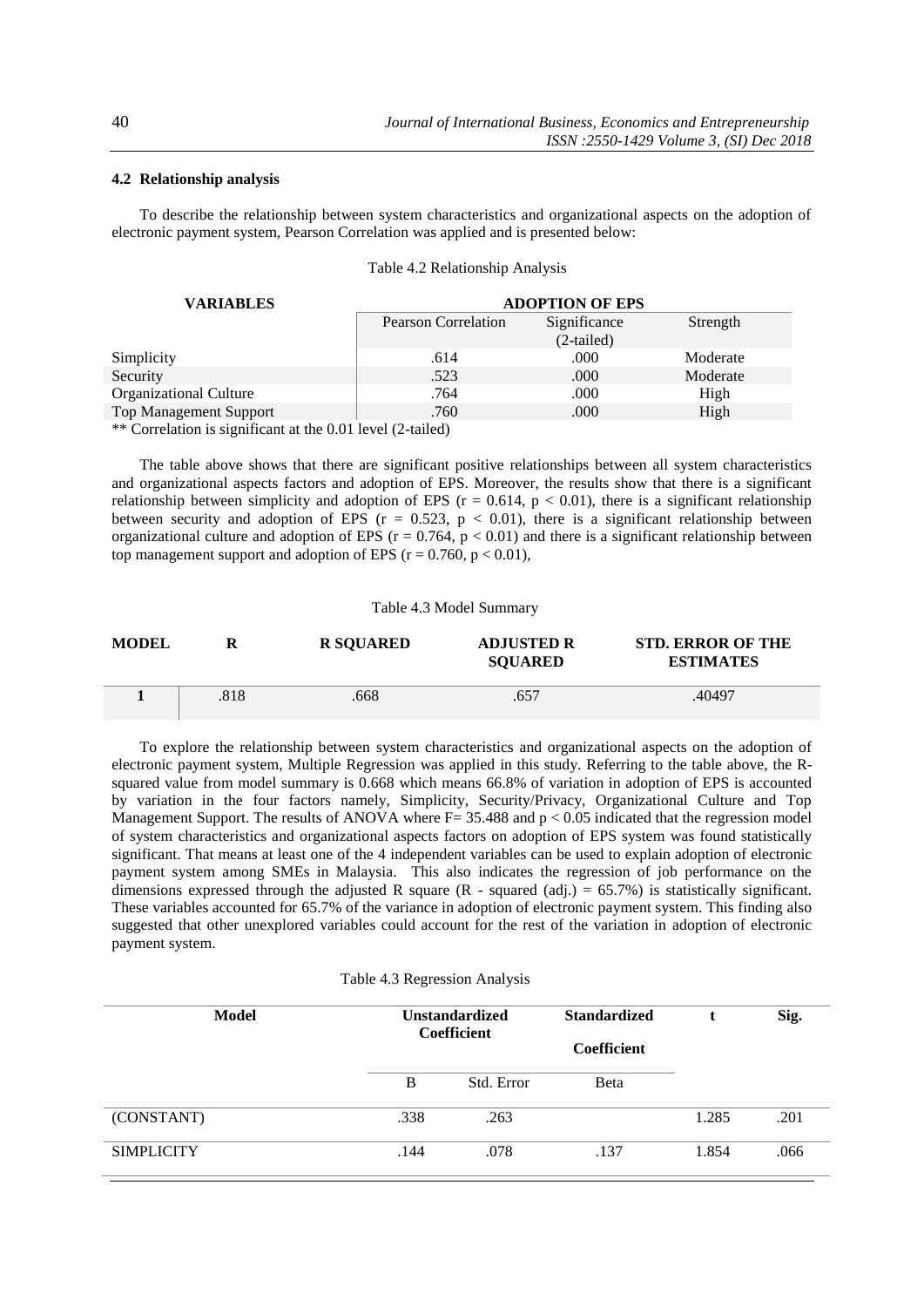### 4.2 Relationship analysis

To describe the relationship between system characteristics and organizational aspects on the adoption of electronic payment system, Pearson Correlation was applied and is presented below:

Table 4.2 Relationship Analysis

| VARIABLES | ADOPTION OF EPS | | |
|---|---|---|---|
| | Pearson Correlation | Significance (2-tailed) | Strength |
| Simplicity | .614 | .000 | Moderate |
| Security | .523 | .000 | Moderate |
| Organizational Culture | .764 | .000 | High |
| Top Management Support | .760 | .000 | High |

** Correlation is significant at the 0.01 level (2-tailed)

The table above shows that there are significant positive relationships between all system characteristics and organizational aspects factors and adoption of EPS. Moreover, the results show that there is a significant relationship between simplicity and adoption of EPS ($r = 0.614$, $p < 0.01$), there is a significant relationship between security and adoption of EPS ($r = 0.523$, $p < 0.01$), there is a significant relationship between organizational culture and adoption of EPS ($r = 0.764$, $p < 0.01$) and there is a significant relationship between top management support and adoption of EPS ($r = 0.760$, $p < 0.01$),

Table 4.3 Model Summary

| MODEL | R | R SQUARED | ADJUSTED R SQUARED | STD. ERROR OF THE ESTIMATES |
|---|---|---|---|---|
| 1 | .818 | .668 | .657 | .40497 |

To explore the relationship between system characteristics and organizational aspects on the adoption of electronic payment system, Multiple Regression was applied in this study. Referring to the table above, the R-squared value from model summary is 0.668 which means 66.8% of variation in adoption of EPS is accounted by variation in the four factors namely, Simplicity, Security/Privacy, Organizational Culture and Top Management Support. The results of ANOVA where $F= 35.488$ and $p < 0.05$ indicated that the regression model of system characteristics and organizational aspects factors on adoption of EPS system was found statistically significant. That means at least one of the 4 independent variables can be used to explain adoption of electronic payment system among SMEs in Malaysia. This also indicates the regression of job performance on the dimensions expressed through the adjusted R square (R - squared (adj.) = 65.7%) is statistically significant. These variables accounted for 65.7% of the variance in adoption of electronic payment system. This finding also suggested that other unexplored variables could account for the rest of the variation in adoption of electronic payment system.

Table 4.3 Regression Analysis

| Model | Unstandardized Coefficient | | Standardized Coefficient | t | Sig. |
|---|---|---|---|---|---|
| | B | Std. Error | Beta | | |
| (CONSTANT) | .338 | .263 | | 1.285 | .201 |
| SIMPLICITY | .144 | .078 | .137 | 1.854 | .066 |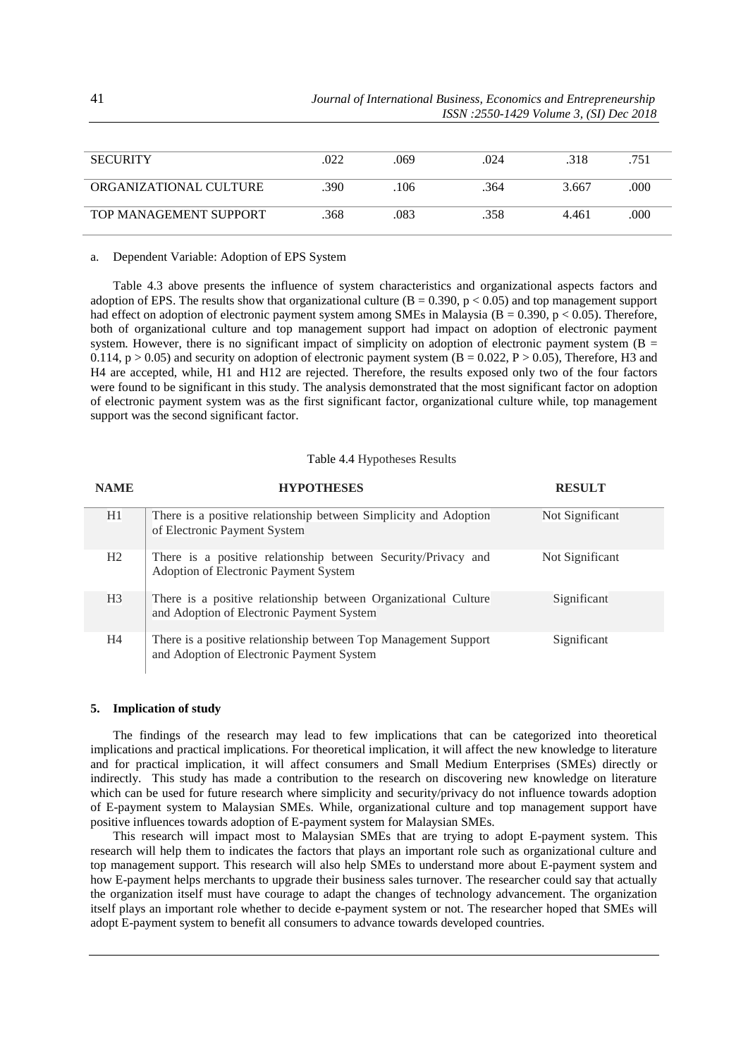| SECURITY | .022 | .069 | .024 | .318 | .751 |
|---|---|---|---|---|---|
| ORGANIZATIONAL CULTURE | .390 | .106 | .364 | 3.667 | .000 |
| TOP MANAGEMENT SUPPORT | .368 | .083 | .358 | 4.461 | .000 |

a. Dependent Variable: Adoption of EPS System

Table 4.3 above presents the influence of system characteristics and organizational aspects factors and adoption of EPS. The results show that organizational culture ($B = 0.390$, $p < 0.05$) and top management support had effect on adoption of electronic payment system among SMEs in Malaysia ($B = 0.390$, $p < 0.05$). Therefore, both of organizational culture and top management support had impact on adoption of electronic payment system. However, there is no significant impact of simplicity on adoption of electronic payment system ($B = 0.114$, $p > 0.05$) and security on adoption of electronic payment system ($B = 0.022$, $P > 0.05$), Therefore, H3 and H4 are accepted, while, H1 and H12 are rejected. Therefore, the results exposed only two of the four factors were found to be significant in this study. The analysis demonstrated that the most significant factor on adoption of electronic payment system was as the first significant factor, organizational culture while, top management support was the second significant factor.

Table 4.4 Hypotheses Results

| NAME | HYPOTHESES | RESULT |
|---|---|---|
| H1 | There is a positive relationship between Simplicity and Adoption of Electronic Payment System | Not Significant |
| H2 | There is a positive relationship between Security/Privacy and Adoption of Electronic Payment System | Not Significant |
| H3 | There is a positive relationship between Organizational Culture and Adoption of Electronic Payment System | Significant |
| H4 | There is a positive relationship between Top Management Support and Adoption of Electronic Payment System | Significant |

## 5. Implication of study

The findings of the research may lead to few implications that can be categorized into theoretical implications and practical implications. For theoretical implication, it will affect the new knowledge to literature and for practical implication, it will affect consumers and Small Medium Enterprises (SMEs) directly or indirectly. This study has made a contribution to the research on discovering new knowledge on literature which can be used for future research where simplicity and security/privacy do not influence towards adoption of E-payment system to Malaysian SMEs. While, organizational culture and top management support have positive influences towards adoption of E-payment system for Malaysian SMEs.

This research will impact most to Malaysian SMEs that are trying to adopt E-payment system. This research will help them to indicates the factors that plays an important role such as organizational culture and top management support. This research will also help SMEs to understand more about E-payment system and how E-payment helps merchants to upgrade their business sales turnover. The researcher could say that actually the organization itself must have courage to adapt the changes of technology advancement. The organization itself plays an important role whether to decide e-payment system or not. The researcher hoped that SMEs will adopt E-payment system to benefit all consumers to advance towards developed countries.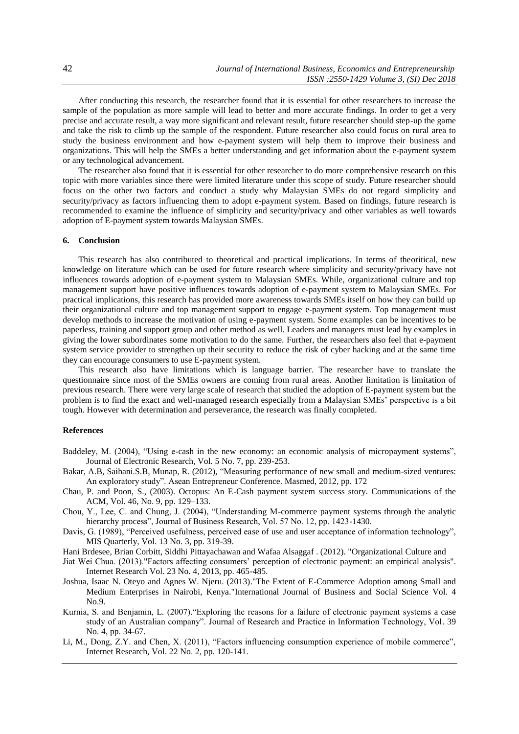After conducting this research, the researcher found that it is essential for other researchers to increase the sample of the population as more sample will lead to better and more accurate findings. In order to get a very precise and accurate result, a way more significant and relevant result, future researcher should step-up the game and take the risk to climb up the sample of the respondent. Future researcher also could focus on rural area to study the business environment and how e-payment system will help them to improve their business and organizations. This will help the SMEs a better understanding and get information about the e-payment system or any technological advancement.

The researcher also found that it is essential for other researcher to do more comprehensive research on this topic with more variables since there were limited literature under this scope of study. Future researcher should focus on the other two factors and conduct a study why Malaysian SMEs do not regard simplicity and security/privacy as factors influencing them to adopt e-payment system. Based on findings, future research is recommended to examine the influence of simplicity and security/privacy and other variables as well towards adoption of E-payment system towards Malaysian SMEs.

## 6. Conclusion

This research has also contributed to theoretical and practical implications. In terms of theoritical, new knowledge on literature which can be used for future research where simplicity and security/privacy have not influences towards adoption of e-payment system to Malaysian SMEs. While, organizational culture and top management support have positive influences towards adoption of e-payment system to Malaysian SMEs. For practical implications, this research has provided more awareness towards SMEs itself on how they can build up their organizational culture and top management support to engage e-payment system. Top management must develop methods to increase the motivation of using e-payment system. Some examples can be incentives to be paperless, training and support group and other method as well. Leaders and managers must lead by examples in giving the lower subordinates some motivation to do the same. Further, the researchers also feel that e-payment system service provider to strengthen up their security to reduce the risk of cyber hacking and at the same time they can encourage consumers to use E-payment system.

This research also have limitations which is language barrier. The researcher have to translate the questionnaire since most of the SMEs owners are coming from rural areas. Another limitation is limitation of previous research. There were very large scale of research that studied the adoption of E-payment system but the problem is to find the exact and well-managed research especially from a Malaysian SMEs' perspective is a bit tough. However with determination and perseverance, the research was finally completed.

## References

Baddeley, M. (2004), "Using e-cash in the new economy: an economic analysis of micropayment systems", Journal of Electronic Research, Vol. 5 No. 7, pp. 239-253.

Bakar, A.B, Saihani.S.B, Munap, R. (2012), "Measuring performance of new small and medium-sized ventures: An exploratory study". Asean Entrepreneur Conference. Masmed, 2012, pp. 172

Chau, P. and Poon, S., (2003). Octopus: An E-Cash payment system success story. Communications of the ACM, Vol. 46, No. 9, pp. 129–133.

Chou, Y., Lee, C. and Chung, J. (2004), "Understanding M-commerce payment systems through the analytic hierarchy process", Journal of Business Research, Vol. 57 No. 12, pp. 1423-1430.

Davis, G. (1989), "Perceived usefulness, perceived ease of use and user acceptance of information technology", MIS Quarterly, Vol. 13 No. 3, pp. 319-39.

Hani Brdesee, Brian Corbitt, Siddhi Pittayachawan and Wafaa Alsaggaf . (2012). "Organizational Culture and

Jiat Wei Chua. (2013)."Factors affecting consumers' perception of electronic payment: an empirical analysis". Internet Research Vol. 23 No. 4, 2013, pp. 465-485.

Joshua, Isaac N. Oteyo and Agnes W. Njeru. (2013)."The Extent of E-Commerce Adoption among Small and Medium Enterprises in Nairobi, Kenya."International Journal of Business and Social Science Vol. 4 No.9.

Kurnia, S. and Benjamin, L. (2007)."Exploring the reasons for a failure of electronic payment systems a case study of an Australian company". Journal of Research and Practice in Information Technology, Vol. 39 No. 4, pp. 34-67.

Li, M., Dong, Z.Y. and Chen, X. (2011), "Factors influencing consumption experience of mobile commerce", Internet Research, Vol. 22 No. 2, pp. 120-141.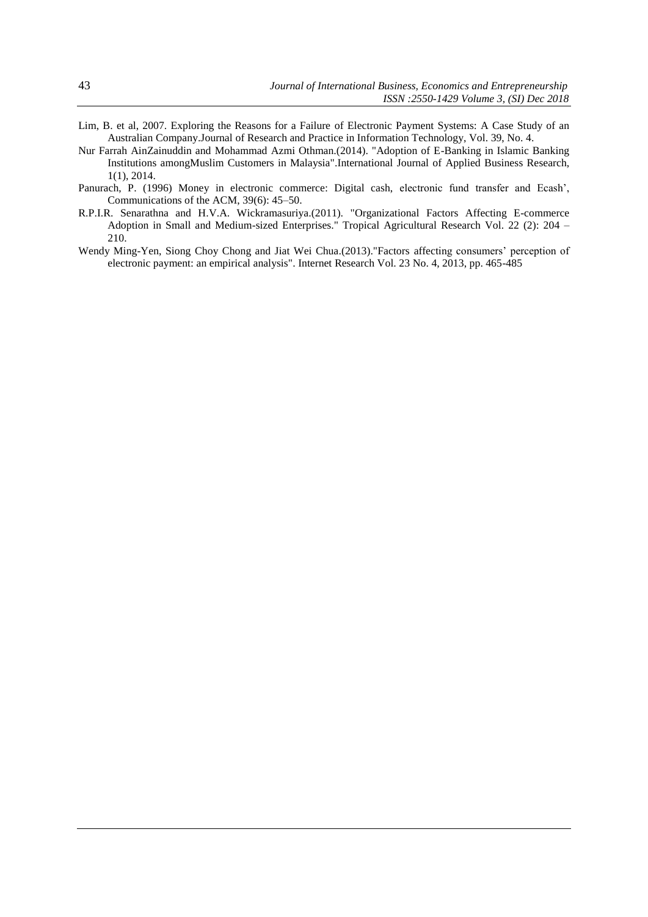Lim, B. et al, 2007. Exploring the Reasons for a Failure of Electronic Payment Systems: A Case Study of an Australian Company.Journal of Research and Practice in Information Technology, Vol. 39, No. 4.

Nur Farrah AinZainuddin and Mohammad Azmi Othman.(2014). "Adoption of E-Banking in Islamic Banking Institutions amongMuslim Customers in Malaysia".International Journal of Applied Business Research, 1(1), 2014.

Panurach, P. (1996) Money in electronic commerce: Digital cash, electronic fund transfer and Ecash', Communications of the ACM, 39(6): 45–50.

R.P.I.R. Senarathna and H.V.A. Wickramasuriya.(2011). "Organizational Factors Affecting E-commerce Adoption in Small and Medium-sized Enterprises." Tropical Agricultural Research Vol. 22 (2): 204 – 210.

Wendy Ming-Yen, Siong Choy Chong and Jiat Wei Chua.(2013)."Factors affecting consumers' perception of electronic payment: an empirical analysis". Internet Research Vol. 23 No. 4, 2013, pp. 465-485